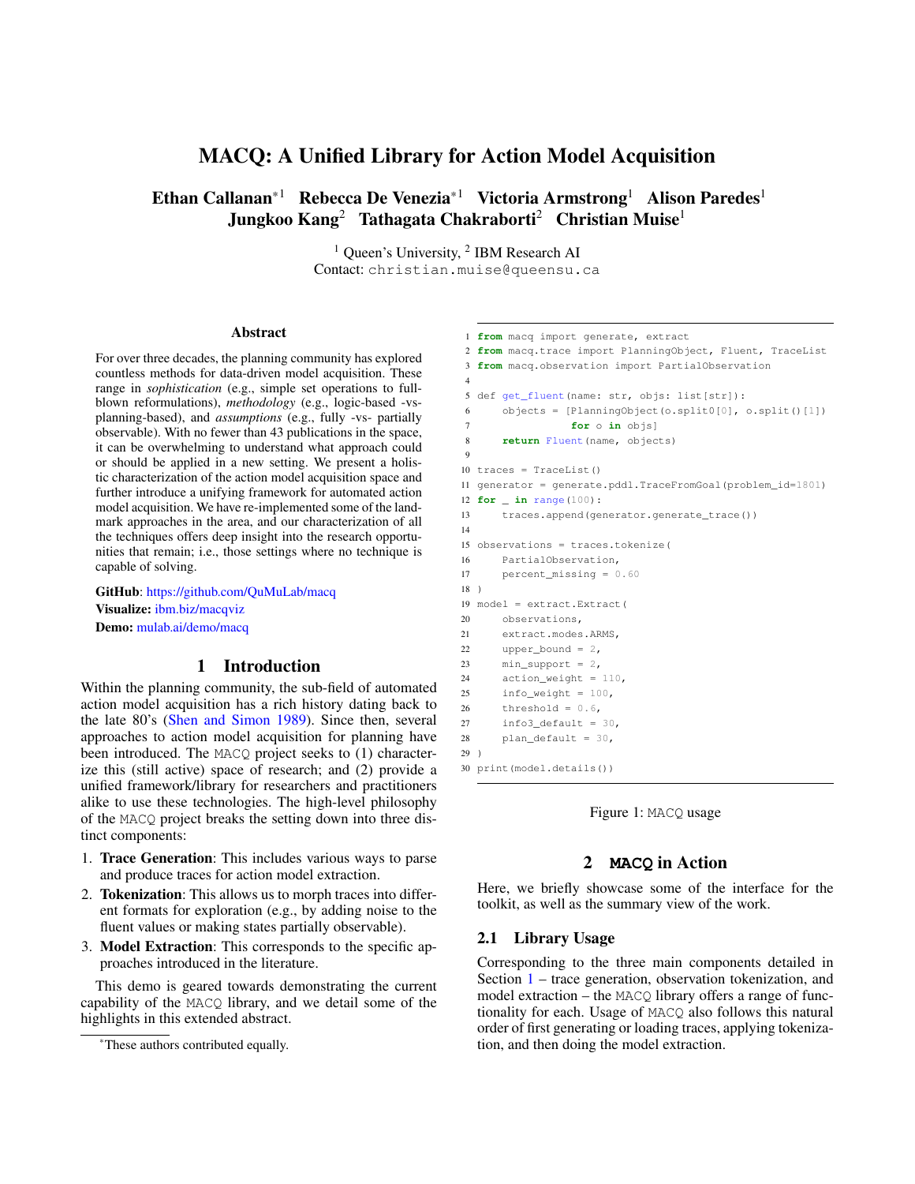# MACQ: A Unified Library for Action Model Acquisition

**Ethan Callanan*[1] Rebecca De Venezia*[1] Victoria Armstrong[1] Alison Paredes[1] Jungkoo Kang[2] Tathagata Chakraborti[2] Christian Muise[1]**

[1] Queen's University, [2] IBM Research AI
Contact: christian.muise@queensu.ca

### Abstract

For over three decades, the planning community has explored countless methods for data-driven model acquisition. These range in *sophistication* (e.g., simple set operations to full-blown reformulations), *methodology* (e.g., logic-based -vs-planning-based), and *assumptions* (e.g., fully -vs- partially observable). With no fewer than 43 publications in the space, it can be overwhelming to understand what approach could or should be applied in a new setting. We present a holistic characterization of the action model acquisition space and further introduce a unifying framework for automated action model acquisition. We have re-implemented some of the landmark approaches in the area, and our characterization of all the techniques offers deep insight into the research opportunities that remain; i.e., those settings where no technique is capable of solving.

**GitHub**: https://github.com/QuMuLab/macq
**Visualize:** ibm.biz/macqviz
**Demo:** mulab.ai/demo/macq

## 1 Introduction

Within the planning community, the sub-field of automated action model acquisition has a rich history dating back to the late 80's (Shen and Simon 1989). Since then, several approaches to action model acquisition for planning have been introduced. The MACQ project seeks to (1) characterize this (still active) space of research; and (2) provide a unified framework/library for researchers and practitioners alike to use these technologies. The high-level philosophy of the MACQ project breaks the setting down into three distinct components:

1. **Trace Generation**: This includes various ways to parse and produce traces for action model extraction.
2. **Tokenization**: This allows us to morph traces into different formats for exploration (e.g., by adding noise to the fluent values or making states partially observable).
3. **Model Extraction**: This corresponds to the specific approaches introduced in the literature.

This demo is geared towards demonstrating the current capability of the MACQ library, and we detail some of the highlights in this extended abstract.

*These authors contributed equally.

```
1  from macq import generate, extract
2  from macq.trace import PlanningObject, Fluent, TraceList
3  from macq.observation import PartialObservation
4
5  def get_fluent(name: str, objs: list[str]):
6      objects = [PlanningObject(o.split0[0], o.split()[1])
7                 for o in objs]
8      return Fluent(name, objects)
9
10 traces = TraceList()
11 generator = generate.pddl.TraceFromGoal(problem_id=1801)
12 for _ in range(100):
13     traces.append(generator.generate_trace())
14
15 observations = traces.tokenize(
16     PartialObservation,
17     percent_missing = 0.60
18 )
19 model = extract.Extract(
20     observations,
21     extract.modes.ARMS,
22     upper_bound = 2,
23     min_support = 2,
24     action_weight = 110,
25     info_weight = 100,
26     threshold = 0.6,
27     info3_default = 30,
28     plan_default = 30,
29 )
30 print(model.details())
```

Figure 1: MACQ usage

## 2 MACQ in Action

Here, we briefly showcase some of the interface for the toolkit, as well as the summary view of the work.

### 2.1 Library Usage

Corresponding to the three main components detailed in Section 1 – trace generation, observation tokenization, and model extraction – the MACQ library offers a range of functionality for each. Usage of MACQ also follows this natural order of first generating or loading traces, applying tokenization, and then doing the model extraction.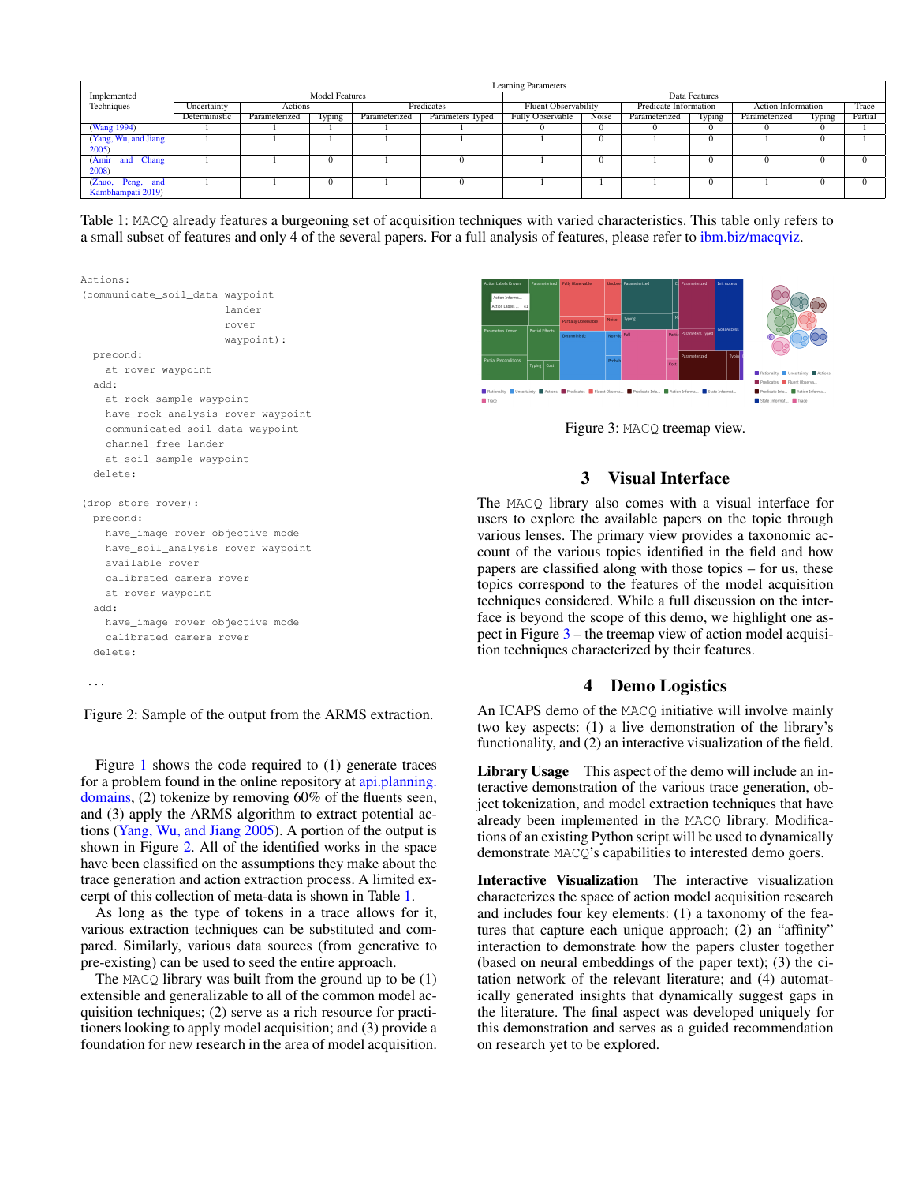| Implemented Techniques | Learning Parameters | | | | | | | | | | | | |
|---|---|---|---|---|---|---|---|---|---|---|---|---|---|
| | Model Features | | | | | Data Features | | | | | | | |
| | Uncertainty | Actions | | Predicates | | Fluent Observability | | Predicate Information | | Action Information | | Trace |
| | Deterministic | Parameterized | Typing | Parameterized | Parameters Typed | Fully Observable | Noise | Parameterized | Typing | Parameterized | Typing | Partial |
| (Wang 1994) | 1 | 1 | 1 | 1 | 1 | 0 | 0 | 0 | 0 | 0 | 0 | 1 |
| (Yang, Wu, and Jiang 2005) | 1 | 1 | 1 | 1 | 1 | 1 | 0 | 1 | 0 | 1 | 0 | 1 |
| (Amir and Chang 2008) | 1 | 1 | 0 | 1 | 0 | 1 | 0 | 1 | 0 | 0 | 0 | 0 |
| (Zhuo, Peng, and Kambhampati 2019) | 1 | 1 | 0 | 1 | 0 | 1 | 1 | 1 | 0 | 1 | 0 | 0 |

Table 1: MACQ already features a burgeoning set of acquisition techniques with varied characteristics. This table only refers to a small subset of features and only 4 of the several papers. For a full analysis of features, please refer to ibm.biz/macqviz.

```
Actions:
(communicate_soil_data waypoint
                       lander
                       rover
                       waypoint):
  precond:
    at rover waypoint
  add:
    at_rock_sample waypoint
    have_rock_analysis rover waypoint
    communicated_soil_data waypoint
    channel_free lander
    at_soil_sample waypoint
  delete:

(drop store rover):
  precond:
    have_image rover objective mode
    have_soil_analysis rover waypoint
    available rover
    calibrated camera rover
    at rover waypoint
  add:
    have_image rover objective mode
    calibrated camera rover
  delete:

...
```

Figure 2: Sample of the output from the ARMS extraction.

Figure 1 shows the code required to (1) generate traces for a problem found in the online repository at api.planning.domains, (2) tokenize by removing 60% of the fluents seen, and (3) apply the ARMS algorithm to extract potential actions (Yang, Wu, and Jiang 2005). A portion of the output is shown in Figure 2. All of the identified works in the space have been classified on the assumptions they make about the trace generation and action extraction process. A limited excerpt of this collection of meta-data is shown in Table 1.

As long as the type of tokens in a trace allows for it, various extraction techniques can be substituted and compared. Similarly, various data sources (from generative to pre-existing) can be used to seed the entire approach.

The MACQ library was built from the ground up to be (1) extensible and generalizable to all of the common model acquisition techniques; (2) serve as a rich resource for practitioners looking to apply model acquisition; and (3) provide a foundation for new research in the area of model acquisition.

Figure 3: MACQ treemap view.

## 3 Visual Interface

The MACQ library also comes with a visual interface for users to explore the available papers on the topic through various lenses. The primary view provides a taxonomic account of the various topics identified in the field and how papers are classified along with those topics – for us, these topics correspond to the features of the model acquisition techniques considered. While a full discussion on the interface is beyond the scope of this demo, we highlight one aspect in Figure 3 – the treemap view of action model acquisition techniques characterized by their features.

## 4 Demo Logistics

An ICAPS demo of the MACQ initiative will involve mainly two key aspects: (1) a live demonstration of the library's functionality, and (2) an interactive visualization of the field.

**Library Usage** This aspect of the demo will include an interactive demonstration of the various trace generation, object tokenization, and model extraction techniques that have already been implemented in the MACQ library. Modifications of an existing Python script will be used to dynamically demonstrate MACQ's capabilities to interested demo goers.

**Interactive Visualization** The interactive visualization characterizes the space of action model acquisition research and includes four key elements: (1) a taxonomy of the features that capture each unique approach; (2) an "affinity" interaction to demonstrate how the papers cluster together (based on neural embeddings of the paper text); (3) the citation network of the relevant literature; and (4) automatically generated insights that dynamically suggest gaps in the literature. The final aspect was developed uniquely for this demonstration and serves as a guided recommendation on research yet to be explored.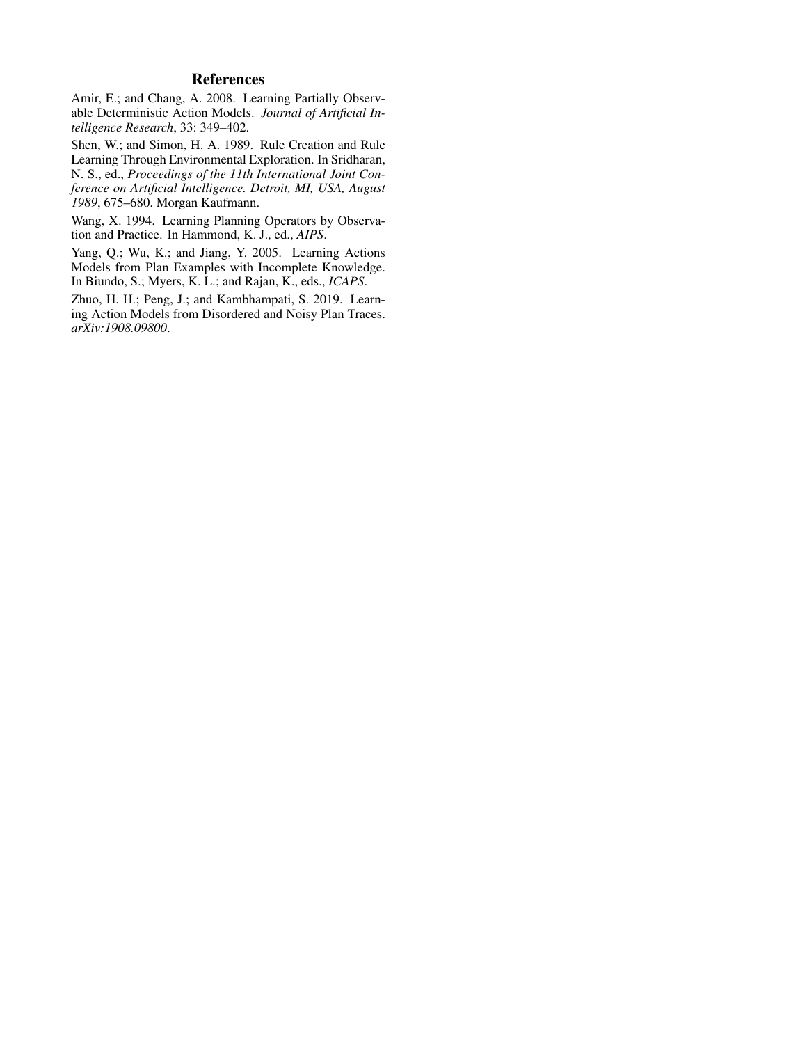## References

Amir, E.; and Chang, A. 2008. Learning Partially Observable Deterministic Action Models. *Journal of Artificial Intelligence Research*, 33: 349–402.

Shen, W.; and Simon, H. A. 1989. Rule Creation and Rule Learning Through Environmental Exploration. In Sridharan, N. S., ed., *Proceedings of the 11th International Joint Conference on Artificial Intelligence. Detroit, MI, USA, August 1989*, 675–680. Morgan Kaufmann.

Wang, X. 1994. Learning Planning Operators by Observation and Practice. In Hammond, K. J., ed., *AIPS*.

Yang, Q.; Wu, K.; and Jiang, Y. 2005. Learning Actions Models from Plan Examples with Incomplete Knowledge. In Biundo, S.; Myers, K. L.; and Rajan, K., eds., *ICAPS*.

Zhuo, H. H.; Peng, J.; and Kambhampati, S. 2019. Learning Action Models from Disordered and Noisy Plan Traces. *arXiv:1908.09800*.